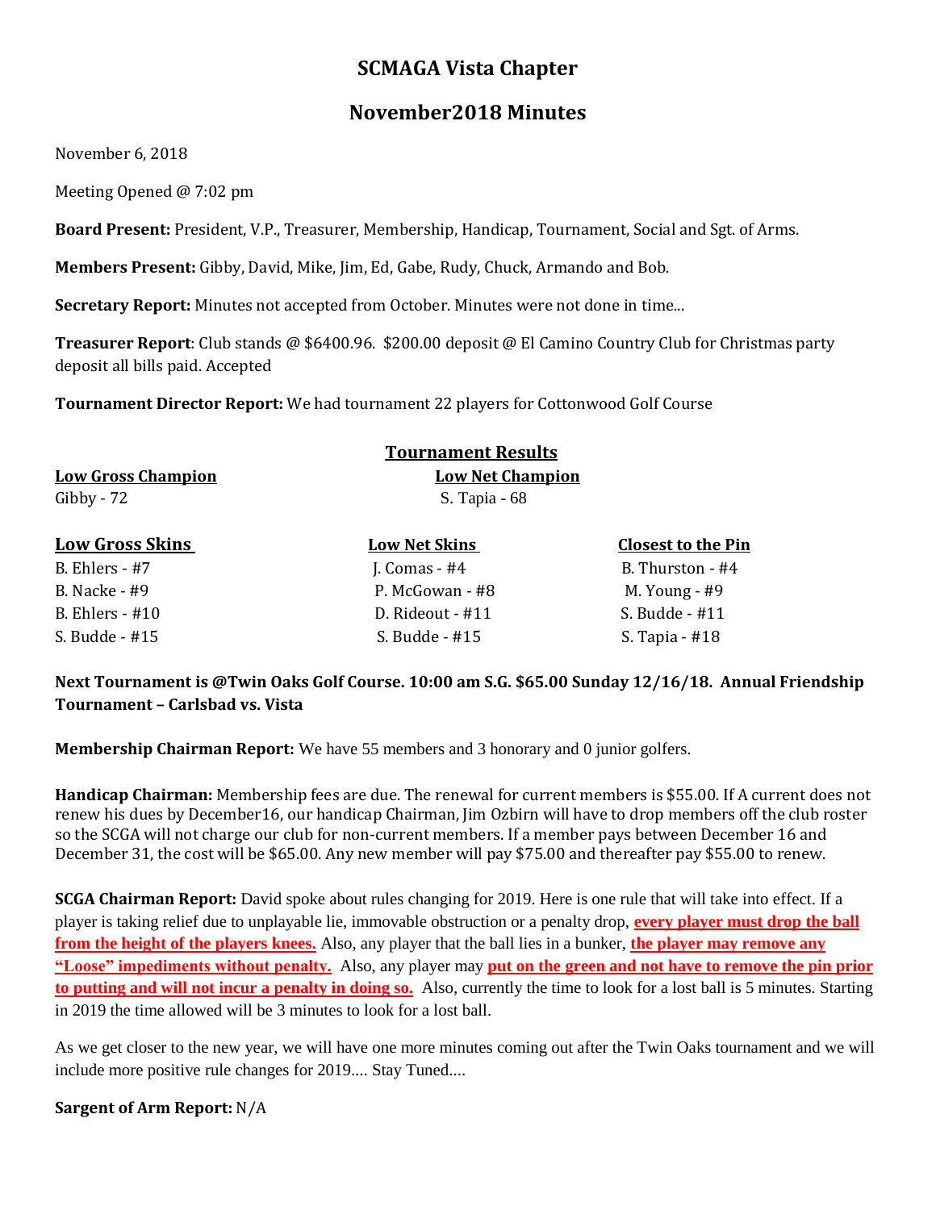# SCMAGA Vista Chapter

## November2018 Minutes

November 6, 2018

Meeting Opened @ 7:02 pm

**Board Present:** President, V.P., Treasurer, Membership, Handicap, Tournament, Social and Sgt. of Arms.

**Members Present:** Gibby, David, Mike, Jim, Ed, Gabe, Rudy, Chuck, Armando and Bob.

**Secretary Report:** Minutes not accepted from October. Minutes were not done in time...

**Treasurer Report**: Club stands @ $6400.96. $200.00 deposit @ El Camino Country Club for Christmas party deposit all bills paid. Accepted

**Tournament Director Report:** We had tournament 22 players for Cottonwood Golf Course

**Tournament Results**

| Low Gross Champion | Low Net Champion |
|---|---|
| Gibby - 72 | S. Tapia - 68 |

| Low Gross Skins | Low Net Skins | Closest to the Pin |
|---|---|---|
| B. Ehlers - #7 | J. Comas - #4 | B. Thurston - #4 |
| B. Nacke - #9 | P. McGowan - #8 | M. Young - #9 |
| B. Ehlers - #10 | D. Rideout - #11 | S. Budde - #11 |
| S. Budde - #15 | S. Budde - #15 | S. Tapia - #18 |

**Next Tournament is @Twin Oaks Golf Course. 10:00 am S.G. $65.00 Sunday 12/16/18. Annual Friendship Tournament – Carlsbad vs. Vista**

**Membership Chairman Report:** We have 55 members and 3 honorary and 0 junior golfers.

**Handicap Chairman:** Membership fees are due. The renewal for current members is $55.00. If A current does not renew his dues by December16, our handicap Chairman, Jim Ozbirn will have to drop members off the club roster so the SCGA will not charge our club for non-current members. If a member pays between December 16 and December 31, the cost will be $65.00. Any new member will pay $75.00 and thereafter pay $55.00 to renew.

**SCGA Chairman Report:** David spoke about rules changing for 2019. Here is one rule that will take into effect. If a player is taking relief due to unplayable lie, immovable obstruction or a penalty drop, **every player must drop the ball from the height of the players knees.** Also, any player that the ball lies in a bunker, **the player may remove any "Loose" impediments without penalty.** Also, any player may **put on the green and not have to remove the pin prior to putting and will not incur a penalty in doing so.** Also, currently the time to look for a lost ball is 5 minutes. Starting in 2019 the time allowed will be 3 minutes to look for a lost ball.

As we get closer to the new year, we will have one more minutes coming out after the Twin Oaks tournament and we will include more positive rule changes for 2019.... Stay Tuned....

**Sargent of Arm Report:** N/A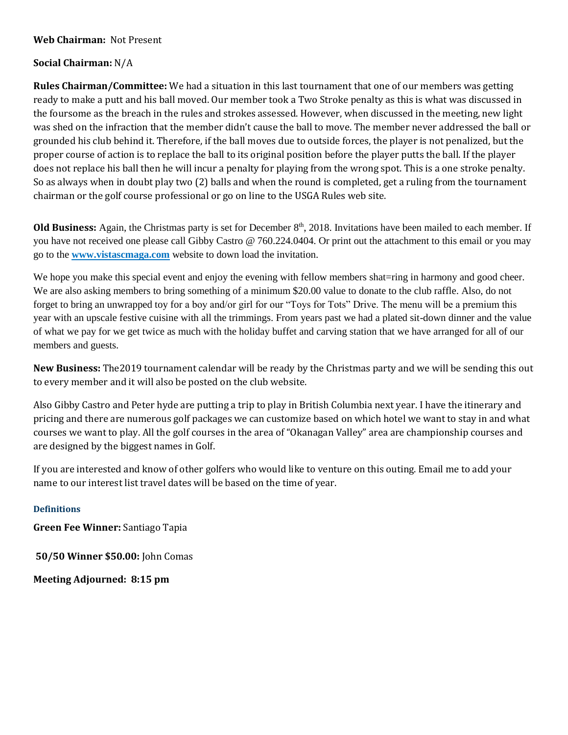**Web Chairman:** Not Present

**Social Chairman:** N/A

**Rules Chairman/Committee:** We had a situation in this last tournament that one of our members was getting ready to make a putt and his ball moved. Our member took a Two Stroke penalty as this is what was discussed in the foursome as the breach in the rules and strokes assessed. However, when discussed in the meeting, new light was shed on the infraction that the member didn't cause the ball to move. The member never addressed the ball or grounded his club behind it. Therefore, if the ball moves due to outside forces, the player is not penalized, but the proper course of action is to replace the ball to its original position before the player putts the ball. If the player does not replace his ball then he will incur a penalty for playing from the wrong spot. This is a one stroke penalty. So as always when in doubt play two (2) balls and when the round is completed, get a ruling from the tournament chairman or the golf course professional or go on line to the USGA Rules web site.

**Old Business:** Again, the Christmas party is set for December 8th, 2018. Invitations have been mailed to each member. If you have not received one please call Gibby Castro @ 760.224.0404. Or print out the attachment to this email or you may go to the **www.vistascmaga.com** website to down load the invitation.

We hope you make this special event and enjoy the evening with fellow members shat=ring in harmony and good cheer. We are also asking members to bring something of a minimum $20.00 value to donate to the club raffle. Also, do not forget to bring an unwrapped toy for a boy and/or girl for our "Toys for Tots" Drive. The menu will be a premium this year with an upscale festive cuisine with all the trimmings. From years past we had a plated sit-down dinner and the value of what we pay for we get twice as much with the holiday buffet and carving station that we have arranged for all of our members and guests.

**New Business:** The2019 tournament calendar will be ready by the Christmas party and we will be sending this out to every member and it will also be posted on the club website.

Also Gibby Castro and Peter hyde are putting a trip to play in British Columbia next year. I have the itinerary and pricing and there are numerous golf packages we can customize based on which hotel we want to stay in and what courses we want to play. All the golf courses in the area of "Okanagan Valley" area are championship courses and are designed by the biggest names in Golf.

If you are interested and know of other golfers who would like to venture on this outing. Email me to add your name to our interest list travel dates will be based on the time of year.

**Definitions**

**Green Fee Winner:** Santiago Tapia

**50/50 Winner $50.00:** John Comas

**Meeting Adjourned: 8:15 pm**